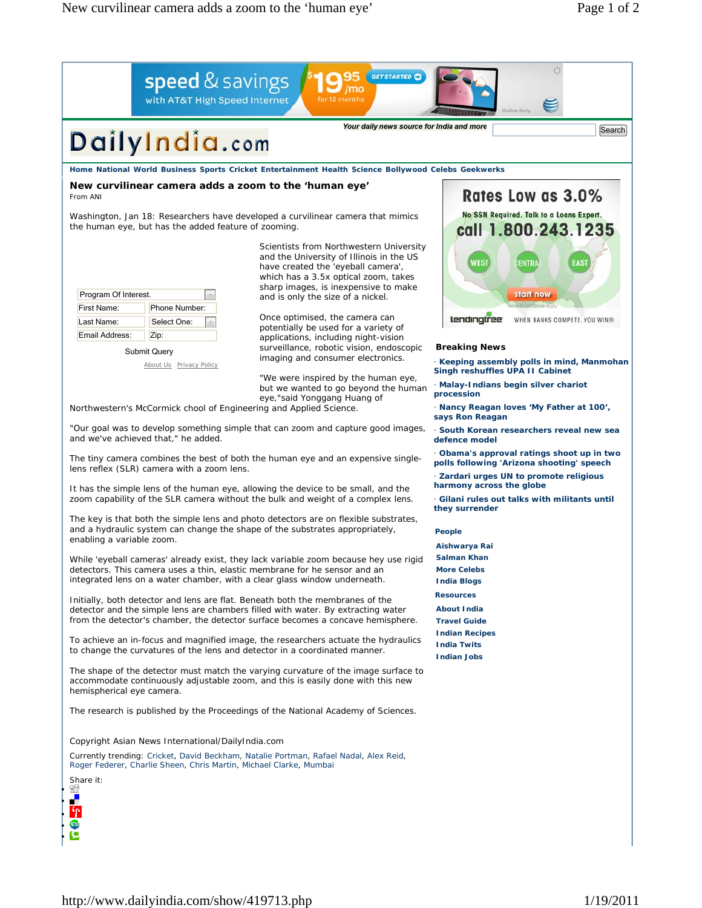# New curvilinear camera adds a zoom to the 'human eye'

From ANI

Washington, Jan 18: Researchers have developed a curvilinear camera that mimics the human eye, but has the added feature of zooming.

Scientists from Northwestern University and the University of Illinois in the US have created the 'eyeball camera', which has a 3.5x optical zoom, takes sharp images, is inexpensive to make and is only the size of a nickel.

Once optimised, the camera can potentially be used for a variety of applications, including night-vision surveillance, robotic vision, endoscopic imaging and consumer electronics.

"We were inspired by the human eye, but we wanted to go beyond the human eye,"said Yonggang Huang of Northwestern's McCormick chool of Engineering and Applied Science.

"Our goal was to develop something simple that can zoom and capture good images, and we've achieved that," he added.

The tiny camera combines the best of both the human eye and an expensive single-lens reflex (SLR) camera with a zoom lens.

It has the simple lens of the human eye, allowing the device to be small, and the zoom capability of the SLR camera without the bulk and weight of a complex lens.

The key is that both the simple lens and photo detectors are on flexible substrates, and a hydraulic system can change the shape of the substrates appropriately, enabling a variable zoom.

While 'eyeball cameras' already exist, they lack variable zoom because hey use rigid detectors. This camera uses a thin, elastic membrane for he sensor and an integrated lens on a water chamber, with a clear glass window underneath.

Initially, both detector and lens are flat. Beneath both the membranes of the detector and the simple lens are chambers filled with water. By extracting water from the detector's chamber, the detector surface becomes a concave hemisphere.

To achieve an in-focus and magnified image, the researchers actuate the hydraulics to change the curvatures of the lens and detector in a coordinated manner.

The shape of the detector must match the varying curvature of the image surface to accommodate continuously adjustable zoom, and this is easily done with this new hemispherical eye camera.

The research is published by the Proceedings of the National Academy of Sciences.

Copyright Asian News International/DailyIndia.com

Currently trending: Cricket, David Beckham, Natalie Portman, Rafael Nadal, Alex Reid, Roger Federer, Charlie Sheen, Chris Martin, Michael Clarke, Mumbai

Share it: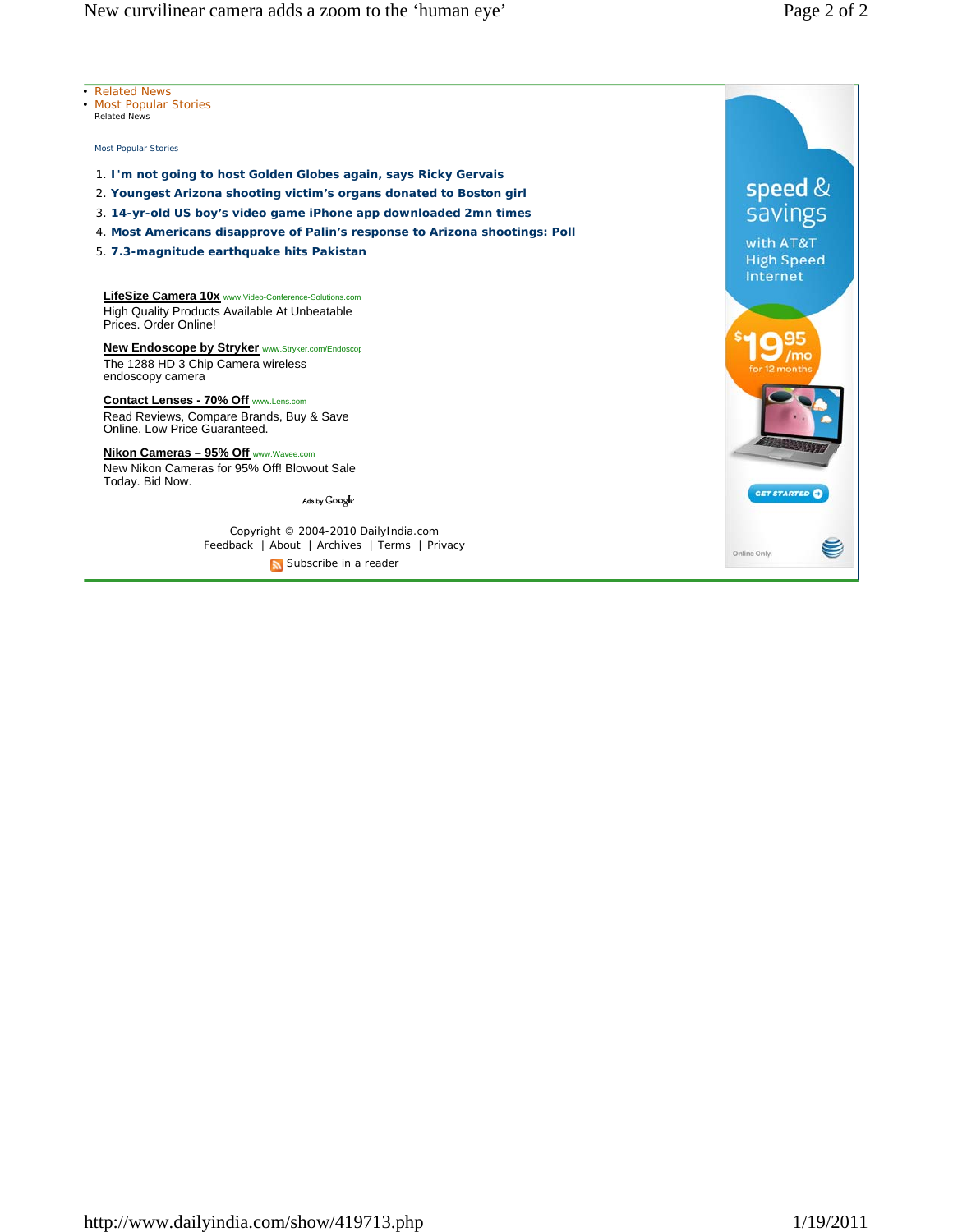- Related News
- Most Popular Stories

Related News

Most Popular Stories

1. **I'm not going to host Golden Globes again, says Ricky Gervais**
2. **Youngest Arizona shooting victim's organs donated to Boston girl**
3. **14-yr-old US boy's video game iPhone app downloaded 2mn times**
4. **Most Americans disapprove of Palin's response to Arizona shootings: Poll**
5. **7.3-magnitude earthquake hits Pakistan**

**LifeSize Camera 10x** www.Video-Conference-Solutions.com
High Quality Products Available At Unbeatable Prices. Order Online!

**New Endoscope by Stryker** www.Stryker.com/Endoscop
The 1288 HD 3 Chip Camera wireless endoscopy camera

**Contact Lenses - 70% Off** www.Lens.com
Read Reviews, Compare Brands, Buy & Save Online. Low Price Guaranteed.

**Nikon Cameras – 95% Off** www.Wavee.com
New Nikon Cameras for 95% Off! Blowout Sale Today. Bid Now.

Ads by Google

speed & savings
with AT&T High Speed Internet
$19.95/mo for 12 months
GET STARTED
Online Only.

Copyright © 2004-2010 DailyIndia.com
Feedback | About | Archives | Terms | Privacy
Subscribe in a reader